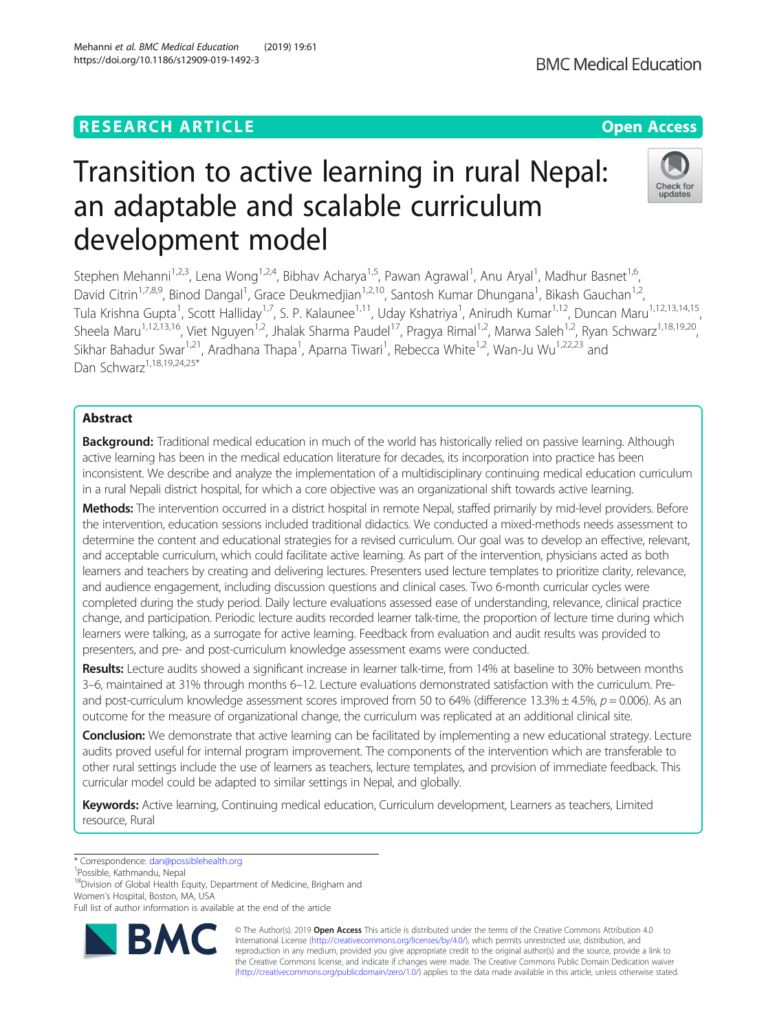RESEARCH ARTICLE

Open Access

# Transition to active learning in rural Nepal: an adaptable and scalable curriculum development model

Stephen Mehanni[1,2,3], Lena Wong[1,2,4], Bibhav Acharya[1,5], Pawan Agrawal[1], Anu Aryal[1], Madhur Basnet[1,6], David Citrin[1,7,8,9], Binod Dangal[1], Grace Deukmedjian[1,2,10], Santosh Kumar Dhungana[1], Bikash Gauchan[1,2], Tula Krishna Gupta[1], Scott Halliday[1,7], S. P. Kalaunee[1,11], Uday Kshatriya[1], Anirudh Kumar[1,12], Duncan Maru[1,12,13,14,15], Sheela Maru[1,12,13,16], Viet Nguyen[1,2], Jhalak Sharma Paudel[17], Pragya Rimal[1,2], Marwa Saleh[1,2], Ryan Schwarz[1,18,19,20], Sikhar Bahadur Swar[1,21], Aradhana Thapa[1], Aparna Tiwari[1], Rebecca White[1,2], Wan-Ju Wu[1,22,23] and Dan Schwarz[1,18,19,24,25*]

## Abstract

**Background:** Traditional medical education in much of the world has historically relied on passive learning. Although active learning has been in the medical education literature for decades, its incorporation into practice has been inconsistent. We describe and analyze the implementation of a multidisciplinary continuing medical education curriculum in a rural Nepali district hospital, for which a core objective was an organizational shift towards active learning.

**Methods:** The intervention occurred in a district hospital in remote Nepal, staffed primarily by mid-level providers. Before the intervention, education sessions included traditional didactics. We conducted a mixed-methods needs assessment to determine the content and educational strategies for a revised curriculum. Our goal was to develop an effective, relevant, and acceptable curriculum, which could facilitate active learning. As part of the intervention, physicians acted as both learners and teachers by creating and delivering lectures. Presenters used lecture templates to prioritize clarity, relevance, and audience engagement, including discussion questions and clinical cases. Two 6-month curricular cycles were completed during the study period. Daily lecture evaluations assessed ease of understanding, relevance, clinical practice change, and participation. Periodic lecture audits recorded learner talk-time, the proportion of lecture time during which learners were talking, as a surrogate for active learning. Feedback from evaluation and audit results was provided to presenters, and pre- and post-curriculum knowledge assessment exams were conducted.

**Results:** Lecture audits showed a significant increase in learner talk-time, from 14% at baseline to 30% between months 3–6, maintained at 31% through months 6–12. Lecture evaluations demonstrated satisfaction with the curriculum. Pre- and post-curriculum knowledge assessment scores improved from 50 to 64% (difference 13.3% ± 4.5%, $p = 0.006$). As an outcome for the measure of organizational change, the curriculum was replicated at an additional clinical site.

**Conclusion:** We demonstrate that active learning can be facilitated by implementing a new educational strategy. Lecture audits proved useful for internal program improvement. The components of the intervention which are transferable to other rural settings include the use of learners as teachers, lecture templates, and provision of immediate feedback. This curricular model could be adapted to similar settings in Nepal, and globally.

**Keywords:** Active learning, Continuing medical education, Curriculum development, Learners as teachers, Limited resource, Rural

\* Correspondence: dan@possiblehealth.org
[1]Possible, Kathmandu, Nepal
[18]Division of Global Health Equity, Department of Medicine, Brigham and Women's Hospital, Boston, MA, USA
Full list of author information is available at the end of the article

© The Author(s). 2019 **Open Access** This article is distributed under the terms of the Creative Commons Attribution 4.0 International License (http://creativecommons.org/licenses/by/4.0/), which permits unrestricted use, distribution, and reproduction in any medium, provided you give appropriate credit to the original author(s) and the source, provide a link to the Creative Commons license, and indicate if changes were made. The Creative Commons Public Domain Dedication waiver (http://creativecommons.org/publicdomain/zero/1.0/) applies to the data made available in this article, unless otherwise stated.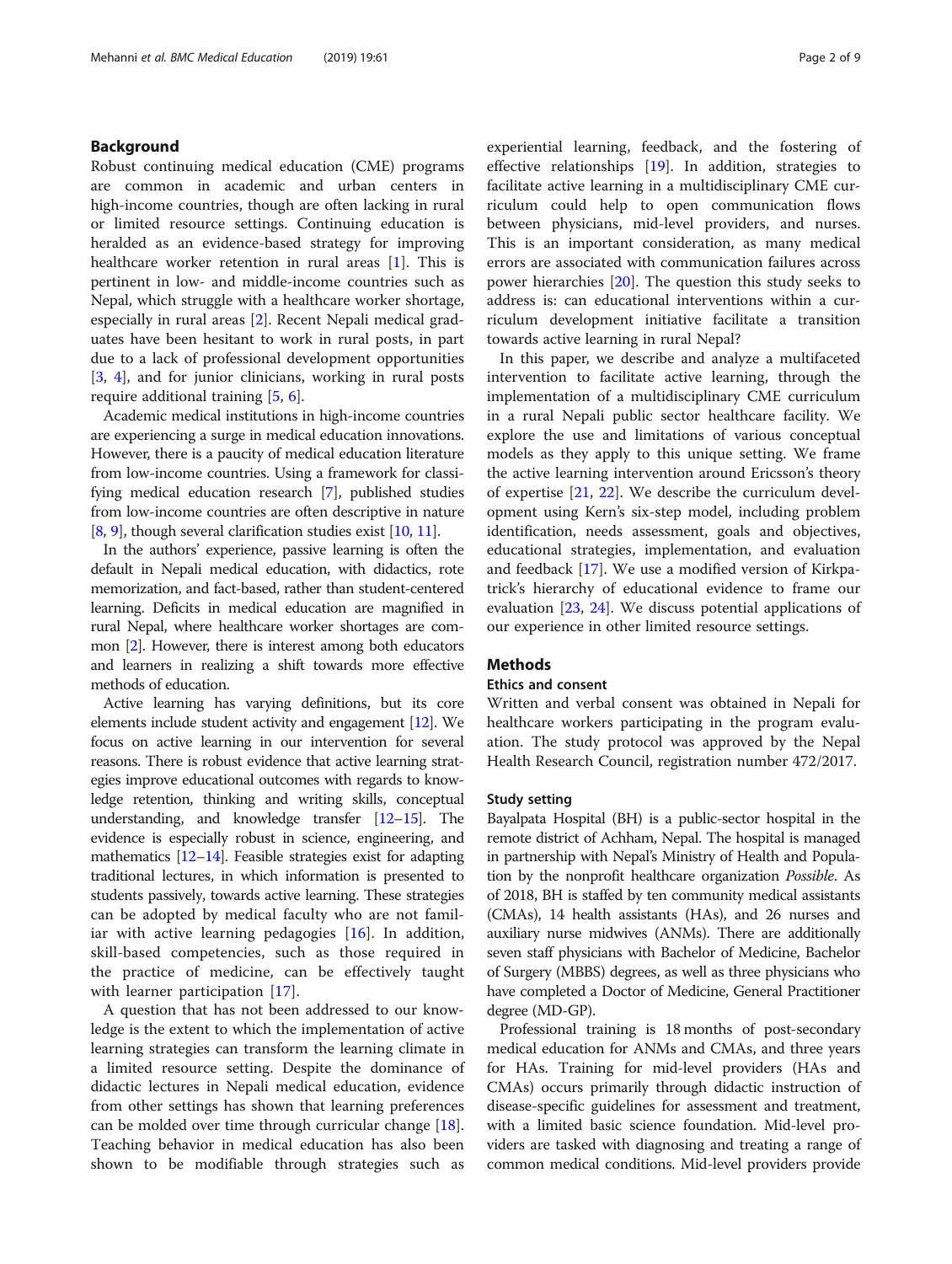## Background

Robust continuing medical education (CME) programs are common in academic and urban centers in high-income countries, though are often lacking in rural or limited resource settings. Continuing education is heralded as an evidence-based strategy for improving healthcare worker retention in rural areas [1]. This is pertinent in low- and middle-income countries such as Nepal, which struggle with a healthcare worker shortage, especially in rural areas [2]. Recent Nepali medical graduates have been hesitant to work in rural posts, in part due to a lack of professional development opportunities [3, 4], and for junior clinicians, working in rural posts require additional training [5, 6].

Academic medical institutions in high-income countries are experiencing a surge in medical education innovations. However, there is a paucity of medical education literature from low-income countries. Using a framework for classifying medical education research [7], published studies from low-income countries are often descriptive in nature [8, 9], though several clarification studies exist [10, 11].

In the authors' experience, passive learning is often the default in Nepali medical education, with didactics, rote memorization, and fact-based, rather than student-centered learning. Deficits in medical education are magnified in rural Nepal, where healthcare worker shortages are common [2]. However, there is interest among both educators and learners in realizing a shift towards more effective methods of education.

Active learning has varying definitions, but its core elements include student activity and engagement [12]. We focus on active learning in our intervention for several reasons. There is robust evidence that active learning strategies improve educational outcomes with regards to knowledge retention, thinking and writing skills, conceptual understanding, and knowledge transfer [12–15]. The evidence is especially robust in science, engineering, and mathematics [12–14]. Feasible strategies exist for adapting traditional lectures, in which information is presented to students passively, towards active learning. These strategies can be adopted by medical faculty who are not familiar with active learning pedagogies [16]. In addition, skill-based competencies, such as those required in the practice of medicine, can be effectively taught with learner participation [17].

A question that has not been addressed to our knowledge is the extent to which the implementation of active learning strategies can transform the learning climate in a limited resource setting. Despite the dominance of didactic lectures in Nepali medical education, evidence from other settings has shown that learning preferences can be molded over time through curricular change [18]. Teaching behavior in medical education has also been shown to be modifiable through strategies such as experiential learning, feedback, and the fostering of effective relationships [19]. In addition, strategies to facilitate active learning in a multidisciplinary CME curriculum could help to open communication flows between physicians, mid-level providers, and nurses. This is an important consideration, as many medical errors are associated with communication failures across power hierarchies [20]. The question this study seeks to address is: can educational interventions within a curriculum development initiative facilitate a transition towards active learning in rural Nepal?

In this paper, we describe and analyze a multifaceted intervention to facilitate active learning, through the implementation of a multidisciplinary CME curriculum in a rural Nepali public sector healthcare facility. We explore the use and limitations of various conceptual models as they apply to this unique setting. We frame the active learning intervention around Ericsson's theory of expertise [21, 22]. We describe the curriculum development using Kern's six-step model, including problem identification, needs assessment, goals and objectives, educational strategies, implementation, and evaluation and feedback [17]. We use a modified version of Kirkpatrick's hierarchy of educational evidence to frame our evaluation [23, 24]. We discuss potential applications of our experience in other limited resource settings.

## Methods

### Ethics and consent

Written and verbal consent was obtained in Nepali for healthcare workers participating in the program evaluation. The study protocol was approved by the Nepal Health Research Council, registration number 472/2017.

### Study setting

Bayalpata Hospital (BH) is a public-sector hospital in the remote district of Achham, Nepal. The hospital is managed in partnership with Nepal's Ministry of Health and Population by the nonprofit healthcare organization *Possible*. As of 2018, BH is staffed by ten community medical assistants (CMAs), 14 health assistants (HAs), and 26 nurses and auxiliary nurse midwives (ANMs). There are additionally seven staff physicians with Bachelor of Medicine, Bachelor of Surgery (MBBS) degrees, as well as three physicians who have completed a Doctor of Medicine, General Practitioner degree (MD-GP).

Professional training is 18 months of post-secondary medical education for ANMs and CMAs, and three years for HAs. Training for mid-level providers (HAs and CMAs) occurs primarily through didactic instruction of disease-specific guidelines for assessment and treatment, with a limited basic science foundation. Mid-level providers are tasked with diagnosing and treating a range of common medical conditions. Mid-level providers provide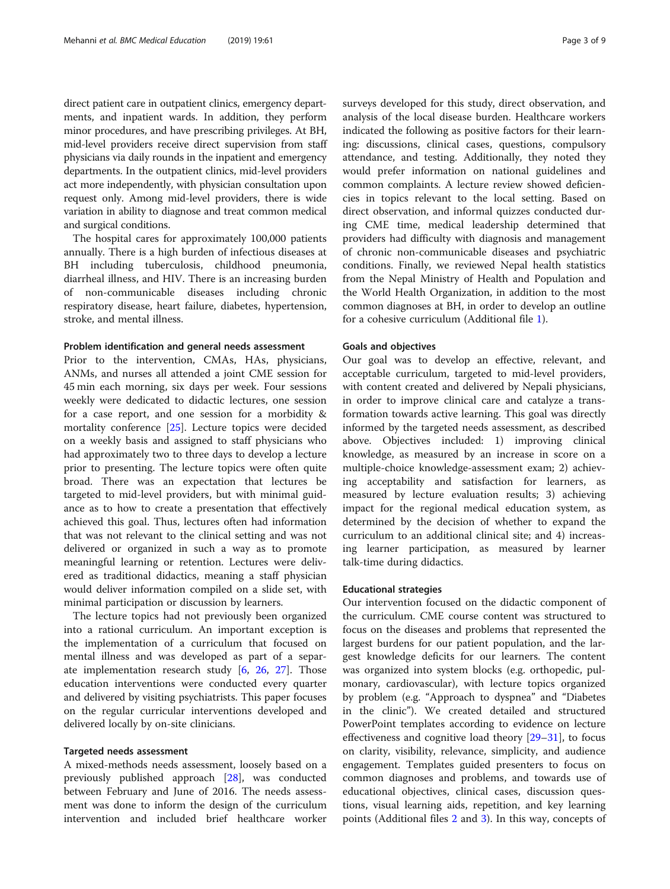direct patient care in outpatient clinics, emergency departments, and inpatient wards. In addition, they perform minor procedures, and have prescribing privileges. At BH, mid-level providers receive direct supervision from staff physicians via daily rounds in the inpatient and emergency departments. In the outpatient clinics, mid-level providers act more independently, with physician consultation upon request only. Among mid-level providers, there is wide variation in ability to diagnose and treat common medical and surgical conditions.

The hospital cares for approximately 100,000 patients annually. There is a high burden of infectious diseases at BH including tuberculosis, childhood pneumonia, diarrheal illness, and HIV. There is an increasing burden of non-communicable diseases including chronic respiratory disease, heart failure, diabetes, hypertension, stroke, and mental illness.

### Problem identification and general needs assessment

Prior to the intervention, CMAs, HAs, physicians, ANMs, and nurses all attended a joint CME session for 45 min each morning, six days per week. Four sessions weekly were dedicated to didactic lectures, one session for a case report, and one session for a morbidity & mortality conference [25]. Lecture topics were decided on a weekly basis and assigned to staff physicians who had approximately two to three days to develop a lecture prior to presenting. The lecture topics were often quite broad. There was an expectation that lectures be targeted to mid-level providers, but with minimal guidance as to how to create a presentation that effectively achieved this goal. Thus, lectures often had information that was not relevant to the clinical setting and was not delivered or organized in such a way as to promote meaningful learning or retention. Lectures were delivered as traditional didactics, meaning a staff physician would deliver information compiled on a slide set, with minimal participation or discussion by learners.

The lecture topics had not previously been organized into a rational curriculum. An important exception is the implementation of a curriculum that focused on mental illness and was developed as part of a separate implementation research study [6, 26, 27]. Those education interventions were conducted every quarter and delivered by visiting psychiatrists. This paper focuses on the regular curricular interventions developed and delivered locally by on-site clinicians.

### Targeted needs assessment

A mixed-methods needs assessment, loosely based on a previously published approach [28], was conducted between February and June of 2016. The needs assessment was done to inform the design of the curriculum intervention and included brief healthcare worker surveys developed for this study, direct observation, and analysis of the local disease burden. Healthcare workers indicated the following as positive factors for their learning: discussions, clinical cases, questions, compulsory attendance, and testing. Additionally, they noted they would prefer information on national guidelines and common complaints. A lecture review showed deficiencies in topics relevant to the local setting. Based on direct observation, and informal quizzes conducted during CME time, medical leadership determined that providers had difficulty with diagnosis and management of chronic non-communicable diseases and psychiatric conditions. Finally, we reviewed Nepal health statistics from the Nepal Ministry of Health and Population and the World Health Organization, in addition to the most common diagnoses at BH, in order to develop an outline for a cohesive curriculum (Additional file 1).

### Goals and objectives

Our goal was to develop an effective, relevant, and acceptable curriculum, targeted to mid-level providers, with content created and delivered by Nepali physicians, in order to improve clinical care and catalyze a transformation towards active learning. This goal was directly informed by the targeted needs assessment, as described above. Objectives included: 1) improving clinical knowledge, as measured by an increase in score on a multiple-choice knowledge-assessment exam; 2) achieving acceptability and satisfaction for learners, as measured by lecture evaluation results; 3) achieving impact for the regional medical education system, as determined by the decision of whether to expand the curriculum to an additional clinical site; and 4) increasing learner participation, as measured by learner talk-time during didactics.

### Educational strategies

Our intervention focused on the didactic component of the curriculum. CME course content was structured to focus on the diseases and problems that represented the largest burdens for our patient population, and the largest knowledge deficits for our learners. The content was organized into system blocks (e.g. orthopedic, pulmonary, cardiovascular), with lecture topics organized by problem (e.g. "Approach to dyspnea" and "Diabetes in the clinic"). We created detailed and structured PowerPoint templates according to evidence on lecture effectiveness and cognitive load theory [29–31], to focus on clarity, visibility, relevance, simplicity, and audience engagement. Templates guided presenters to focus on common diagnoses and problems, and towards use of educational objectives, clinical cases, discussion questions, visual learning aids, repetition, and key learning points (Additional files 2 and 3). In this way, concepts of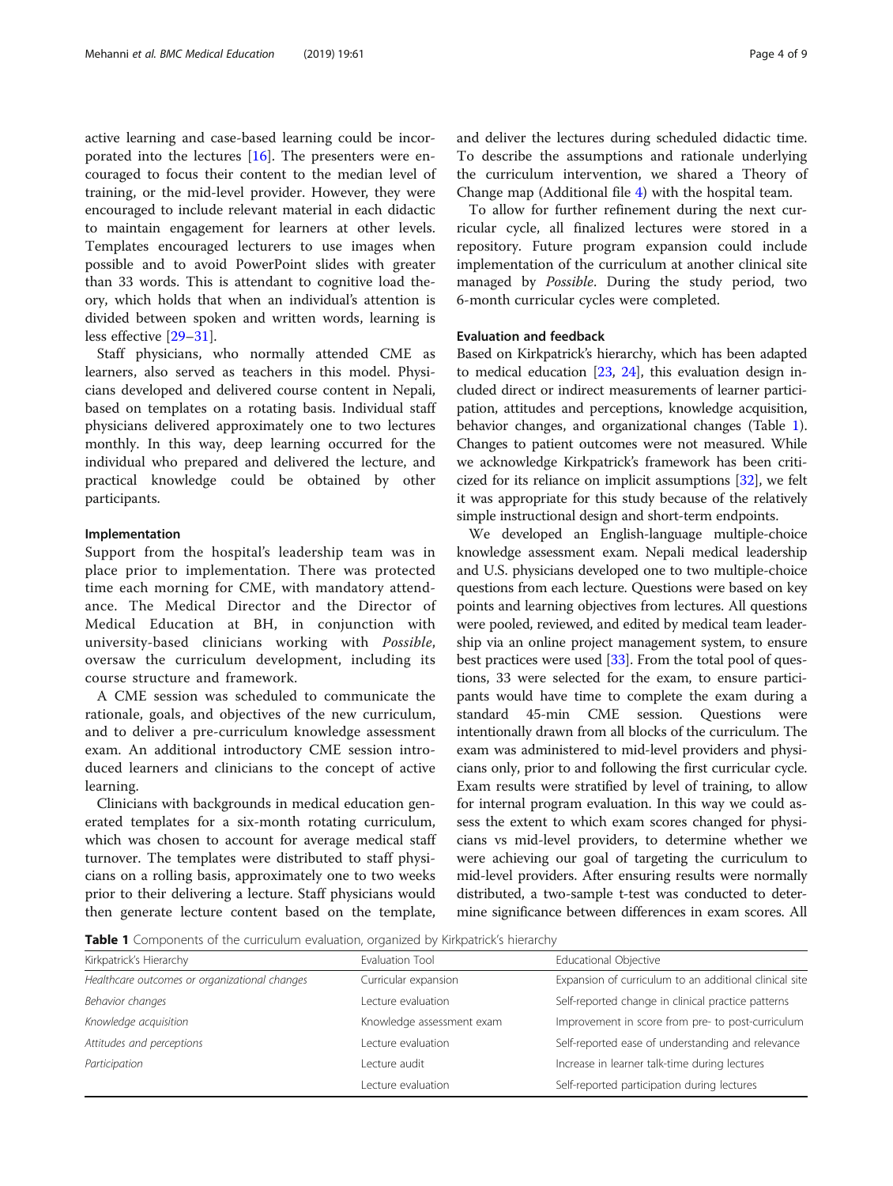active learning and case-based learning could be incorporated into the lectures [16]. The presenters were encouraged to focus their content to the median level of training, or the mid-level provider. However, they were encouraged to include relevant material in each didactic to maintain engagement for learners at other levels. Templates encouraged lecturers to use images when possible and to avoid PowerPoint slides with greater than 33 words. This is attendant to cognitive load theory, which holds that when an individual's attention is divided between spoken and written words, learning is less effective [29–31].

Staff physicians, who normally attended CME as learners, also served as teachers in this model. Physicians developed and delivered course content in Nepali, based on templates on a rotating basis. Individual staff physicians delivered approximately one to two lectures monthly. In this way, deep learning occurred for the individual who prepared and delivered the lecture, and practical knowledge could be obtained by other participants.

#### Implementation

Support from the hospital's leadership team was in place prior to implementation. There was protected time each morning for CME, with mandatory attendance. The Medical Director and the Director of Medical Education at BH, in conjunction with university-based clinicians working with *Possible*, oversaw the curriculum development, including its course structure and framework.

A CME session was scheduled to communicate the rationale, goals, and objectives of the new curriculum, and to deliver a pre-curriculum knowledge assessment exam. An additional introductory CME session introduced learners and clinicians to the concept of active learning.

Clinicians with backgrounds in medical education generated templates for a six-month rotating curriculum, which was chosen to account for average medical staff turnover. The templates were distributed to staff physicians on a rolling basis, approximately one to two weeks prior to their delivering a lecture. Staff physicians would then generate lecture content based on the template, and deliver the lectures during scheduled didactic time. To describe the assumptions and rationale underlying the curriculum intervention, we shared a Theory of Change map (Additional file 4) with the hospital team.

To allow for further refinement during the next curricular cycle, all finalized lectures were stored in a repository. Future program expansion could include implementation of the curriculum at another clinical site managed by *Possible*. During the study period, two 6-month curricular cycles were completed.

#### Evaluation and feedback

Based on Kirkpatrick's hierarchy, which has been adapted to medical education [23, 24], this evaluation design included direct or indirect measurements of learner participation, attitudes and perceptions, knowledge acquisition, behavior changes, and organizational changes (Table 1). Changes to patient outcomes were not measured. While we acknowledge Kirkpatrick's framework has been criticized for its reliance on implicit assumptions [32], we felt it was appropriate for this study because of the relatively simple instructional design and short-term endpoints.

We developed an English-language multiple-choice knowledge assessment exam. Nepali medical leadership and U.S. physicians developed one to two multiple-choice questions from each lecture. Questions were based on key points and learning objectives from lectures. All questions were pooled, reviewed, and edited by medical team leadership via an online project management system, to ensure best practices were used [33]. From the total pool of questions, 33 were selected for the exam, to ensure participants would have time to complete the exam during a standard 45-min CME session. Questions were intentionally drawn from all blocks of the curriculum. The exam was administered to mid-level providers and physicians only, prior to and following the first curricular cycle. Exam results were stratified by level of training, to allow for internal program evaluation. In this way we could assess the extent to which exam scores changed for physicians vs mid-level providers, to determine whether we were achieving our goal of targeting the curriculum to mid-level providers. After ensuring results were normally distributed, a two-sample t-test was conducted to determine significance between differences in exam scores. All

**Table 1** Components of the curriculum evaluation, organized by Kirkpatrick's hierarchy

| Kirkpatrick's Hierarchy | Evaluation Tool | Educational Objective |
|---|---|---|
| *Healthcare outcomes or organizational changes* | Curricular expansion | Expansion of curriculum to an additional clinical site |
| *Behavior changes* | Lecture evaluation | Self-reported change in clinical practice patterns |
| *Knowledge acquisition* | Knowledge assessment exam | Improvement in score from pre- to post-curriculum |
| *Attitudes and perceptions* | Lecture evaluation | Self-reported ease of understanding and relevance |
| *Participation* | Lecture audit | Increase in learner talk-time during lectures |
| | Lecture evaluation | Self-reported participation during lectures |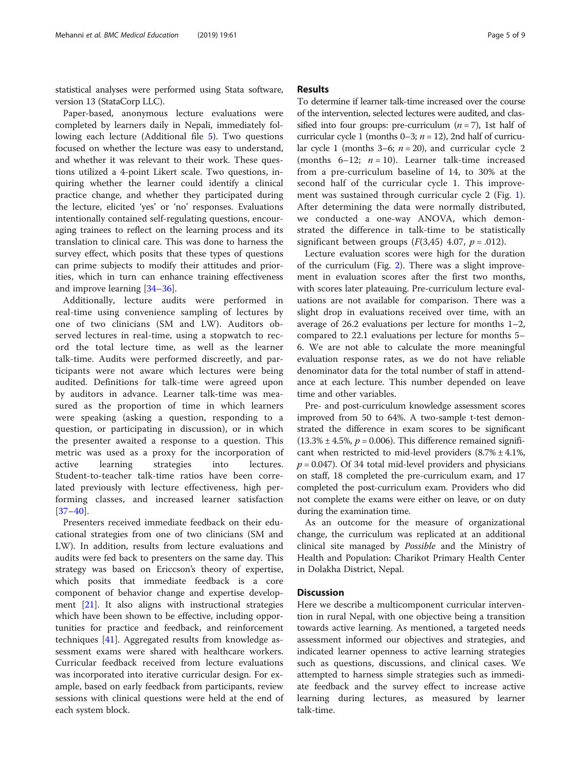statistical analyses were performed using Stata software, version 13 (StataCorp LLC).

Paper-based, anonymous lecture evaluations were completed by learners daily in Nepali, immediately following each lecture (Additional file 5). Two questions focused on whether the lecture was easy to understand, and whether it was relevant to their work. These questions utilized a 4-point Likert scale. Two questions, inquiring whether the learner could identify a clinical practice change, and whether they participated during the lecture, elicited 'yes' or 'no' responses. Evaluations intentionally contained self-regulating questions, encouraging trainees to reflect on the learning process and its translation to clinical care. This was done to harness the survey effect, which posits that these types of questions can prime subjects to modify their attitudes and priorities, which in turn can enhance training effectiveness and improve learning [34–36].

Additionally, lecture audits were performed in real-time using convenience sampling of lectures by one of two clinicians (SM and LW). Auditors observed lectures in real-time, using a stopwatch to record the total lecture time, as well as the learner talk-time. Audits were performed discreetly, and participants were not aware which lectures were being audited. Definitions for talk-time were agreed upon by auditors in advance. Learner talk-time was measured as the proportion of time in which learners were speaking (asking a question, responding to a question, or participating in discussion), or in which the presenter awaited a response to a question. This metric was used as a proxy for the incorporation of active learning strategies into lectures. Student-to-teacher talk-time ratios have been correlated previously with lecture effectiveness, high performing classes, and increased learner satisfaction [37–40].

Presenters received immediate feedback on their educational strategies from one of two clinicians (SM and LW). In addition, results from lecture evaluations and audits were fed back to presenters on the same day. This strategy was based on Ericcson's theory of expertise, which posits that immediate feedback is a core component of behavior change and expertise development [21]. It also aligns with instructional strategies which have been shown to be effective, including opportunities for practice and feedback, and reinforcement techniques [41]. Aggregated results from knowledge assessment exams were shared with healthcare workers. Curricular feedback received from lecture evaluations was incorporated into iterative curricular design. For example, based on early feedback from participants, review sessions with clinical questions were held at the end of each system block.

## Results

To determine if learner talk-time increased over the course of the intervention, selected lectures were audited, and classified into four groups: pre-curriculum ($n = 7$), 1st half of curricular cycle 1 (months 0–3; $n = 12$), 2nd half of curricular cycle 1 (months 3–6; $n = 20$), and curricular cycle 2 (months 6–12; $n = 10$). Learner talk-time increased from a pre-curriculum baseline of 14, to 30% at the second half of the curricular cycle 1. This improvement was sustained through curricular cycle 2 (Fig. 1). After determining the data were normally distributed, we conducted a one-way ANOVA, which demonstrated the difference in talk-time to be statistically significant between groups ($F(3,45)$ 4.07, $p = .012$).

Lecture evaluation scores were high for the duration of the curriculum (Fig. 2). There was a slight improvement in evaluation scores after the first two months, with scores later plateauing. Pre-curriculum lecture evaluations are not available for comparison. There was a slight drop in evaluations received over time, with an average of 26.2 evaluations per lecture for months 1–2, compared to 22.1 evaluations per lecture for months 5–6. We are not able to calculate the more meaningful evaluation response rates, as we do not have reliable denominator data for the total number of staff in attendance at each lecture. This number depended on leave time and other variables.

Pre- and post-curriculum knowledge assessment scores improved from 50 to 64%. A two-sample t-test demonstrated the difference in exam scores to be significant ($13.3\% \pm 4.5\%$, $p = 0.006$). This difference remained significant when restricted to mid-level providers ($8.7\% \pm 4.1\%$, $p = 0.047$). Of 34 total mid-level providers and physicians on staff, 18 completed the pre-curriculum exam, and 17 completed the post-curriculum exam. Providers who did not complete the exams were either on leave, or on duty during the examination time.

As an outcome for the measure of organizational change, the curriculum was replicated at an additional clinical site managed by *Possible* and the Ministry of Health and Population: Charikot Primary Health Center in Dolakha District, Nepal.

## Discussion

Here we describe a multicomponent curricular intervention in rural Nepal, with one objective being a transition towards active learning. As mentioned, a targeted needs assessment informed our objectives and strategies, and indicated learner openness to active learning strategies such as questions, discussions, and clinical cases. We attempted to harness simple strategies such as immediate feedback and the survey effect to increase active learning during lectures, as measured by learner talk-time.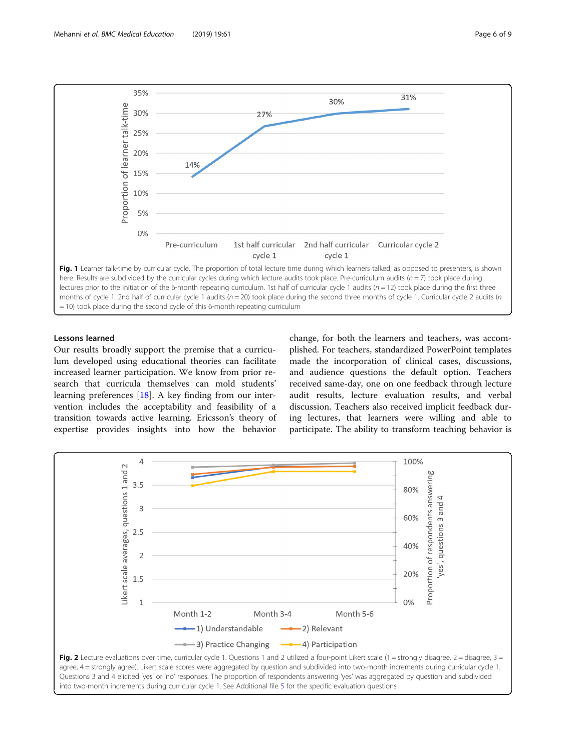Fig. 1 Learner talk-time by curricular cycle. The proportion of total lecture time during which learners talked, as opposed to presenters, is shown here. Results are subdivided by the curricular cycles during which lecture audits took place. Pre-curriculum audits ($n = 7$) took place during lectures prior to the initiation of the 6-month repeating curriculum. 1st half of curricular cycle 1 audits ($n = 12$) took place during the first three months of curricular cycle 1. 2nd half of curricular cycle 1 audits ($n = 20$) took place during the second three months of cycle 1. Curricular cycle 2 audits ($n = 10$) took place during the second cycle of this 6-month repeating curriculum

## Lessons learned

Our results broadly support the premise that a curriculum developed using educational theories can facilitate increased learner participation. We know from prior research that curricula themselves can mold students' learning preferences [18]. A key finding from our intervention includes the acceptability and feasibility of a transition towards active learning. Ericsson's theory of expertise provides insights into how the behavior change, for both the learners and teachers, was accomplished. For teachers, standardized PowerPoint templates made the incorporation of clinical cases, discussions, and audience questions the default option. Teachers received same-day, one on one feedback through lecture audit results, lecture evaluation results, and verbal discussion. Teachers also received implicit feedback during lectures, that learners were willing and able to participate. The ability to transform teaching behavior is

Fig. 2 Lecture evaluations over time, curricular cycle 1. Questions 1 and 2 utilized a four-point Likert scale (1 = strongly disagree, 2 = disagree, 3 = agree, 4 = strongly agree). Likert scale scores were aggregated by question and subdivided into two-month increments during curricular cycle 1. Questions 3 and 4 elicited 'yes' or 'no' responses. The proportion of respondents answering 'yes' was aggregated by question and subdivided into two-month increments during curricular cycle 1. See Additional file 5 for the specific evaluation questions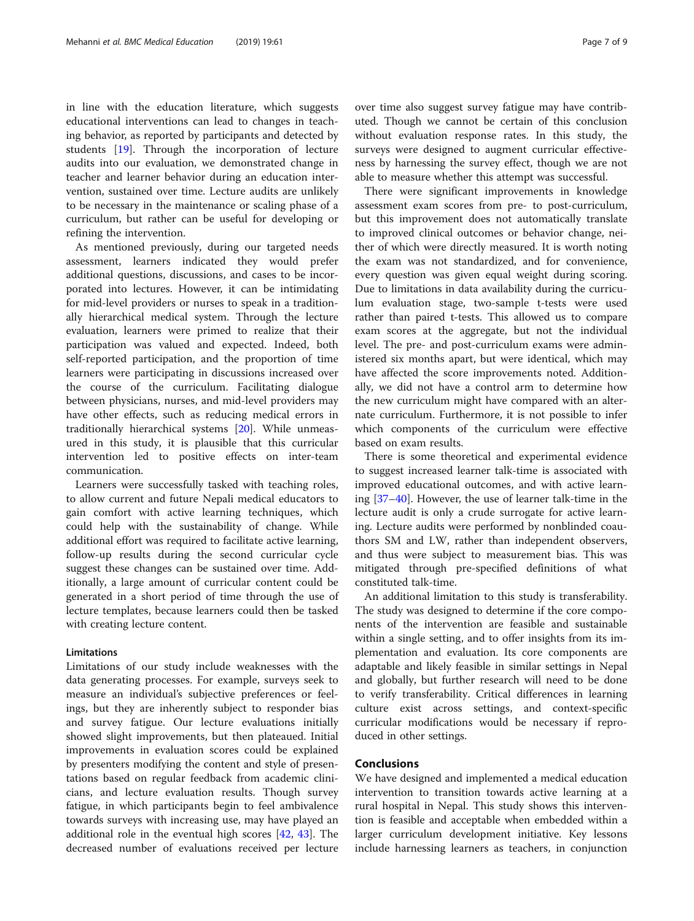in line with the education literature, which suggests educational interventions can lead to changes in teaching behavior, as reported by participants and detected by students [19]. Through the incorporation of lecture audits into our evaluation, we demonstrated change in teacher and learner behavior during an education intervention, sustained over time. Lecture audits are unlikely to be necessary in the maintenance or scaling phase of a curriculum, but rather can be useful for developing or refining the intervention.

As mentioned previously, during our targeted needs assessment, learners indicated they would prefer additional questions, discussions, and cases to be incorporated into lectures. However, it can be intimidating for mid-level providers or nurses to speak in a traditionally hierarchical medical system. Through the lecture evaluation, learners were primed to realize that their participation was valued and expected. Indeed, both self-reported participation, and the proportion of time learners were participating in discussions increased over the course of the curriculum. Facilitating dialogue between physicians, nurses, and mid-level providers may have other effects, such as reducing medical errors in traditionally hierarchical systems [20]. While unmeasured in this study, it is plausible that this curricular intervention led to positive effects on inter-team communication.

Learners were successfully tasked with teaching roles, to allow current and future Nepali medical educators to gain comfort with active learning techniques, which could help with the sustainability of change. While additional effort was required to facilitate active learning, follow-up results during the second curricular cycle suggest these changes can be sustained over time. Additionally, a large amount of curricular content could be generated in a short period of time through the use of lecture templates, because learners could then be tasked with creating lecture content.

### Limitations

Limitations of our study include weaknesses with the data generating processes. For example, surveys seek to measure an individual's subjective preferences or feelings, but they are inherently subject to responder bias and survey fatigue. Our lecture evaluations initially showed slight improvements, but then plateaued. Initial improvements in evaluation scores could be explained by presenters modifying the content and style of presentations based on regular feedback from academic clinicians, and lecture evaluation results. Though survey fatigue, in which participants begin to feel ambivalence towards surveys with increasing use, may have played an additional role in the eventual high scores [42, 43]. The decreased number of evaluations received per lecture over time also suggest survey fatigue may have contributed. Though we cannot be certain of this conclusion without evaluation response rates. In this study, the surveys were designed to augment curricular effectiveness by harnessing the survey effect, though we are not able to measure whether this attempt was successful.

There were significant improvements in knowledge assessment exam scores from pre- to post-curriculum, but this improvement does not automatically translate to improved clinical outcomes or behavior change, neither of which were directly measured. It is worth noting the exam was not standardized, and for convenience, every question was given equal weight during scoring. Due to limitations in data availability during the curriculum evaluation stage, two-sample t-tests were used rather than paired t-tests. This allowed us to compare exam scores at the aggregate, but not the individual level. The pre- and post-curriculum exams were administered six months apart, but were identical, which may have affected the score improvements noted. Additionally, we did not have a control arm to determine how the new curriculum might have compared with an alternate curriculum. Furthermore, it is not possible to infer which components of the curriculum were effective based on exam results.

There is some theoretical and experimental evidence to suggest increased learner talk-time is associated with improved educational outcomes, and with active learning [37–40]. However, the use of learner talk-time in the lecture audit is only a crude surrogate for active learning. Lecture audits were performed by nonblinded coauthors SM and LW, rather than independent observers, and thus were subject to measurement bias. This was mitigated through pre-specified definitions of what constituted talk-time.

An additional limitation to this study is transferability. The study was designed to determine if the core components of the intervention are feasible and sustainable within a single setting, and to offer insights from its implementation and evaluation. Its core components are adaptable and likely feasible in similar settings in Nepal and globally, but further research will need to be done to verify transferability. Critical differences in learning culture exist across settings, and context-specific curricular modifications would be necessary if reproduced in other settings.

## Conclusions

We have designed and implemented a medical education intervention to transition towards active learning at a rural hospital in Nepal. This study shows this intervention is feasible and acceptable when embedded within a larger curriculum development initiative. Key lessons include harnessing learners as teachers, in conjunction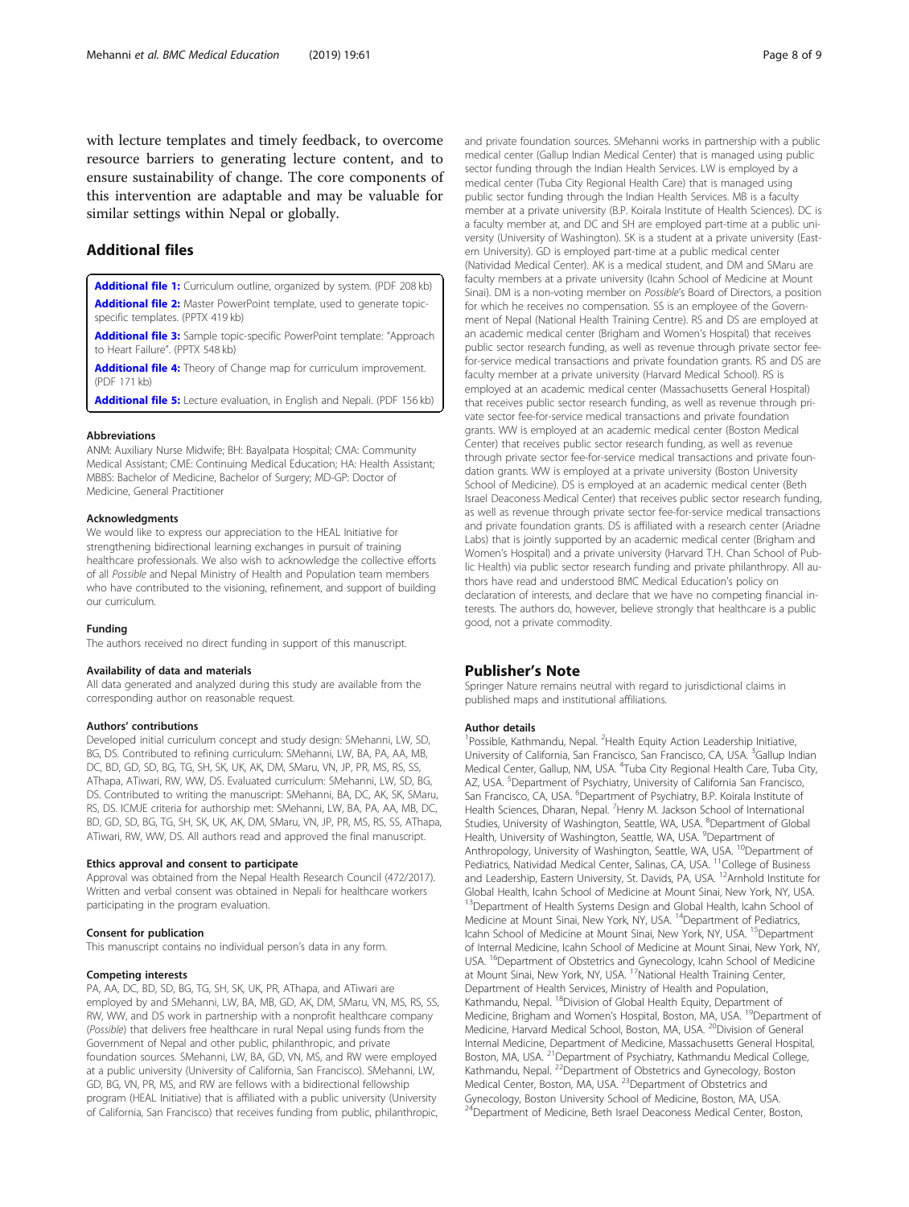with lecture templates and timely feedback, to overcome resource barriers to generating lecture content, and to ensure sustainability of change. The core components of this intervention are adaptable and may be valuable for similar settings within Nepal or globally.

## Additional files

**Additional file 1:** Curriculum outline, organized by system. (PDF 208 kb)
**Additional file 2:** Master PowerPoint template, used to generate topic-specific templates. (PPTX 419 kb)
**Additional file 3:** Sample topic-specific PowerPoint template: "Approach to Heart Failure". (PPTX 548 kb)
**Additional file 4:** Theory of Change map for curriculum improvement. (PDF 171 kb)
**Additional file 5:** Lecture evaluation, in English and Nepali. (PDF 156 kb)

### Abbreviations

ANM: Auxiliary Nurse Midwife; BH: Bayalpata Hospital; CMA: Community Medical Assistant; CME: Continuing Medical Education; HA: Health Assistant; MBBS: Bachelor of Medicine, Bachelor of Surgery; MD-GP: Doctor of Medicine, General Practitioner

### Acknowledgments

We would like to express our appreciation to the HEAL Initiative for strengthening bidirectional learning exchanges in pursuit of training healthcare professionals. We also wish to acknowledge the collective efforts of all *Possible* and Nepal Ministry of Health and Population team members who have contributed to the visioning, refinement, and support of building our curriculum.

### Funding

The authors received no direct funding in support of this manuscript.

### Availability of data and materials

All data generated and analyzed during this study are available from the corresponding author on reasonable request.

### Authors' contributions

Developed initial curriculum concept and study design: SMehanni, LW, SD, BG, DS. Contributed to refining curriculum: SMehanni, LW, BA, PA, AA, MB, DC, BD, GD, SD, BG, TG, SH, SK, UK, AK, DM, SMaru, VN, JP, PR, MS, RS, SS, AThapa, ATiwari, RW, WW, DS. Evaluated curriculum: SMehanni, LW, SD, BG, DS. Contributed to writing the manuscript: SMehanni, BA, DC, AK, SK, SMaru, RS, DS. ICMJE criteria for authorship met: SMehanni, LW, BA, PA, AA, MB, DC, BD, GD, SD, BG, TG, SH, SK, UK, AK, DM, SMaru, VN, JP, PR, MS, RS, SS, AThapa, ATiwari, RW, WW, DS. All authors read and approved the final manuscript.

### Ethics approval and consent to participate

Approval was obtained from the Nepal Health Research Council (472/2017). Written and verbal consent was obtained in Nepali for healthcare workers participating in the program evaluation.

### Consent for publication

This manuscript contains no individual person's data in any form.

### Competing interests

PA, AA, DC, BD, SD, BG, TG, SH, SK, UK, PR, AThapa, and ATiwari are employed by and SMehanni, LW, BA, MB, GD, AK, DM, SMaru, VN, MS, RS, SS, RW, WW, and DS work in partnership with a nonprofit healthcare company (*Possible*) that delivers free healthcare in rural Nepal using funds from the Government of Nepal and other public, philanthropic, and private foundation sources. SMehanni, LW, BA, GD, VN, MS, and RW were employed at a public university (University of California, San Francisco). SMehanni, LW, GD, BG, VN, PR, MS, and RW are fellows with a bidirectional fellowship program (HEAL Initiative) that is affiliated with a public university (University of California, San Francisco) that receives funding from public, philanthropic, and private foundation sources. SMehanni works in partnership with a public medical center (Gallup Indian Medical Center) that is managed using public sector funding through the Indian Health Services. LW is employed by a medical center (Tuba City Regional Health Care) that is managed using public sector funding through the Indian Health Services. MB is a faculty member at a private university (B.P. Koirala Institute of Health Sciences). DC is a faculty member at, and DC and SH are employed part-time at a public university (University of Washington). SK is a student at a private university (Eastern University). GD is employed part-time at a public medical center (Natividad Medical Center). AK is a medical student, and DM and SMaru are faculty members at a private university (Icahn School of Medicine at Mount Sinai). DM is a non-voting member on *Possible*'s Board of Directors, a position for which he receives no compensation. SS is an employee of the Government of Nepal (National Health Training Centre). RS and DS are employed at an academic medical center (Brigham and Women's Hospital) that receives public sector research funding, as well as revenue through private sector fee-for-service medical transactions and private foundation grants. RS and DS are faculty member at a private university (Harvard Medical School). RS is employed at an academic medical center (Massachusetts General Hospital) that receives public sector research funding, as well as revenue through private sector fee-for-service medical transactions and private foundation grants. WW is employed at an academic medical center (Boston Medical Center) that receives public sector research funding, as well as revenue through private sector fee-for-service medical transactions and private foundation grants. WW is employed at a private university (Boston University School of Medicine). DS is employed at an academic medical center (Beth Israel Deaconess Medical Center) that receives public sector research funding, as well as revenue through private sector fee-for-service medical transactions and private foundation grants. DS is affiliated with a research center (Ariadne Labs) that is jointly supported by an academic medical center (Brigham and Women's Hospital) and a private university (Harvard T.H. Chan School of Public Health) via public sector research funding and private philanthropy. All authors have read and understood BMC Medical Education's policy on declaration of interests, and declare that we have no competing financial interests. The authors do, however, believe strongly that healthcare is a public good, not a private commodity.

## Publisher's Note

Springer Nature remains neutral with regard to jurisdictional claims in published maps and institutional affiliations.

### Author details

[1]Possible, Kathmandu, Nepal. [2]Health Equity Action Leadership Initiative, University of California, San Francisco, San Francisco, CA, USA. [3]Gallup Indian Medical Center, Gallup, NM, USA. [4]Tuba City Regional Health Care, Tuba City, AZ, USA. [5]Department of Psychiatry, University of California San Francisco, San Francisco, CA, USA. [6]Department of Psychiatry, B.P. Koirala Institute of Health Sciences, Dharan, Nepal. [7]Henry M. Jackson School of International Studies, University of Washington, Seattle, WA, USA. [8]Department of Global Health, University of Washington, Seattle, WA, USA. [9]Department of Anthropology, University of Washington, Seattle, WA, USA. [10]Department of Pediatrics, Natividad Medical Center, Salinas, CA, USA. [11]College of Business and Leadership, Eastern University, St. Davids, PA, USA. [12]Arnhold Institute for Global Health, Icahn School of Medicine at Mount Sinai, New York, NY, USA. [13]Department of Health Systems Design and Global Health, Icahn School of Medicine at Mount Sinai, New York, NY, USA. [14]Department of Pediatrics, Icahn School of Medicine at Mount Sinai, New York, NY, USA. [15]Department of Internal Medicine, Icahn School of Medicine at Mount Sinai, New York, NY, USA. [16]Department of Obstetrics and Gynecology, Icahn School of Medicine at Mount Sinai, New York, NY, USA. [17]National Health Training Center, Department of Health Services, Ministry of Health and Population, Kathmandu, Nepal. [18]Division of Global Health Equity, Department of Medicine, Brigham and Women's Hospital, Boston, MA, USA. [19]Department of Medicine, Harvard Medical School, Boston, MA, USA. [20]Division of General Internal Medicine, Department of Medicine, Massachusetts General Hospital, Boston, MA, USA. [21]Department of Psychiatry, Kathmandu Medical College, Kathmandu, Nepal. [22]Department of Obstetrics and Gynecology, Boston Medical Center, Boston, MA, USA. [23]Department of Obstetrics and Gynecology, Boston University School of Medicine, Boston, MA, USA. [24]Department of Medicine, Beth Israel Deaconess Medical Center, Boston,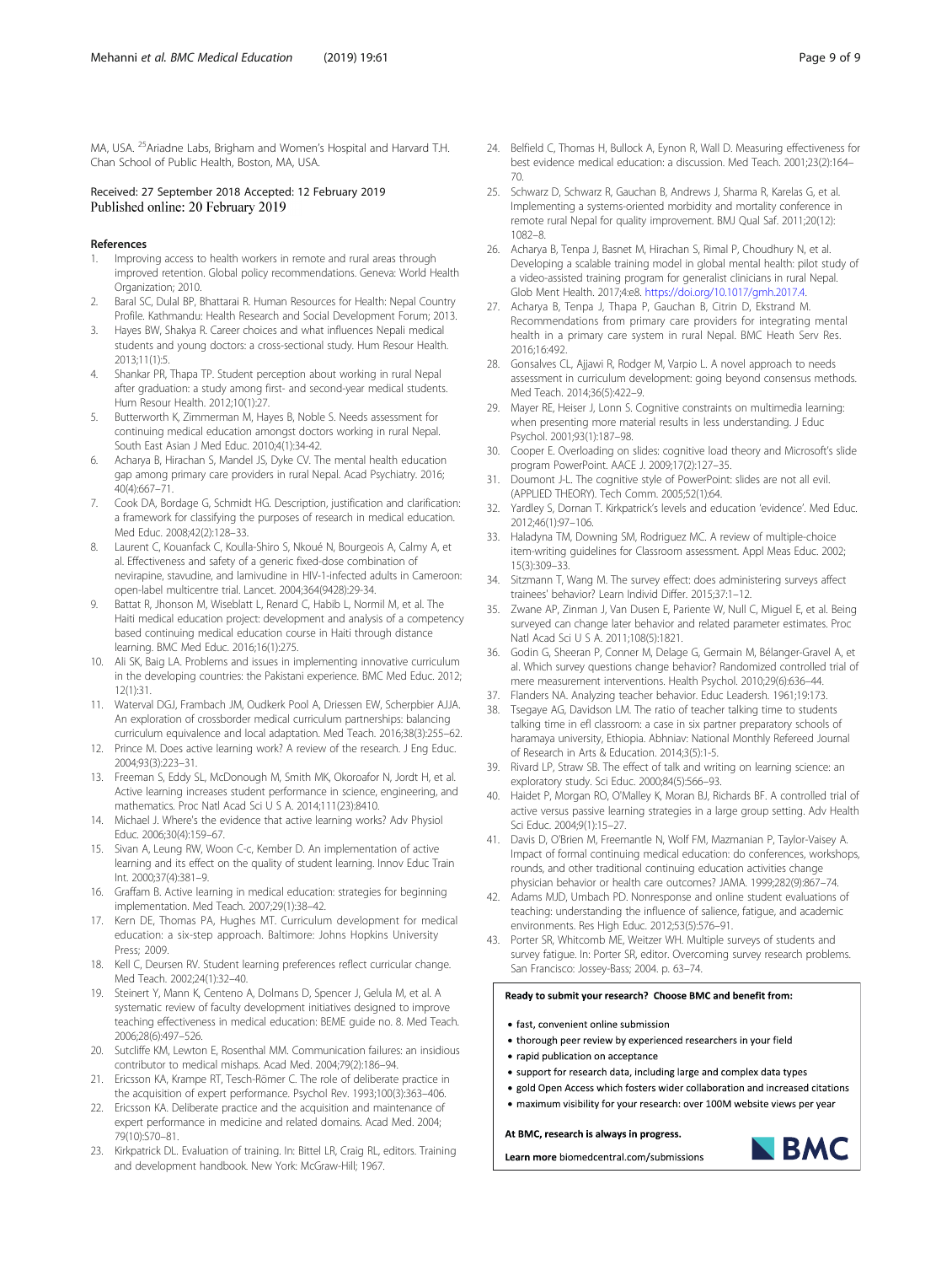MA, USA. [25]Ariadne Labs, Brigham and Women's Hospital and Harvard T.H. Chan School of Public Health, Boston, MA, USA.

Received: 27 September 2018 Accepted: 12 February 2019
Published online: 20 February 2019

## References

1. Improving access to health workers in remote and rural areas through improved retention. Global policy recommendations. Geneva: World Health Organization; 2010.
2. Baral SC, Dulal BP, Bhattarai R. Human Resources for Health: Nepal Country Profile. Kathmandu: Health Research and Social Development Forum; 2013.
3. Hayes BW, Shakya R. Career choices and what influences Nepali medical students and young doctors: a cross-sectional study. Hum Resour Health. 2013;11(1):5.
4. Shankar PR, Thapa TP. Student perception about working in rural Nepal after graduation: a study among first- and second-year medical students. Hum Resour Health. 2012;10(1):27.
5. Butterworth K, Zimmerman M, Hayes B, Noble S. Needs assessment for continuing medical education amongst doctors working in rural Nepal. South East Asian J Med Educ. 2010;4(1):34-42.
6. Acharya B, Hirachan S, Mandel JS, Dyke CV. The mental health education gap among primary care providers in rural Nepal. Acad Psychiatry. 2016; 40(4):667–71.
7. Cook DA, Bordage G, Schmidt HG. Description, justification and clarification: a framework for classifying the purposes of research in medical education. Med Educ. 2008;42(2):128–33.
8. Laurent C, Kouanfack C, Koulla-Shiro S, Nkoué N, Bourgeois A, Calmy A, et al. Effectiveness and safety of a generic fixed-dose combination of nevirapine, stavudine, and lamivudine in HIV-1-infected adults in Cameroon: open-label multicentre trial. Lancet. 2004;364(9428):29-34.
9. Battat R, Jhonson M, Wiseblatt L, Renard C, Habib L, Normil M, et al. The Haiti medical education project: development and analysis of a competency based continuing medical education course in Haiti through distance learning. BMC Med Educ. 2016;16(1):275.
10. Ali SK, Baig LA. Problems and issues in implementing innovative curriculum in the developing countries: the Pakistani experience. BMC Med Educ. 2012; 12(1):31.
11. Waterval DGJ, Frambach JM, Oudkerk Pool A, Driessen EW, Scherpbier AJJA. An exploration of crossborder medical curriculum partnerships: balancing curriculum equivalence and local adaptation. Med Teach. 2016;38(3):255–62.
12. Prince M. Does active learning work? A review of the research. J Eng Educ. 2004;93(3):223–31.
13. Freeman S, Eddy SL, McDonough M, Smith MK, Okoroafor N, Jordt H, et al. Active learning increases student performance in science, engineering, and mathematics. Proc Natl Acad Sci U S A. 2014;111(23):8410.
14. Michael J. Where's the evidence that active learning works? Adv Physiol Educ. 2006;30(4):159–67.
15. Sivan A, Leung RW, Woon C-c, Kember D. An implementation of active learning and its effect on the quality of student learning. Innov Educ Train Int. 2000;37(4):381–9.
16. Graffam B. Active learning in medical education: strategies for beginning implementation. Med Teach. 2007;29(1):38–42.
17. Kern DE, Thomas PA, Hughes MT. Curriculum development for medical education: a six-step approach. Baltimore: Johns Hopkins University Press; 2009.
18. Kell C, Deursen RV. Student learning preferences reflect curricular change. Med Teach. 2002;24(1):32–40.
19. Steinert Y, Mann K, Centeno A, Dolmans D, Spencer J, Gelula M, et al. A systematic review of faculty development initiatives designed to improve teaching effectiveness in medical education: BEME guide no. 8. Med Teach. 2006;28(6):497–526.
20. Sutcliffe KM, Lewton E, Rosenthal MM. Communication failures: an insidious contributor to medical mishaps. Acad Med. 2004;79(2):186–94.
21. Ericsson KA, Krampe RT, Tesch-Römer C. The role of deliberate practice in the acquisition of expert performance. Psychol Rev. 1993;100(3):363–406.
22. Ericsson KA. Deliberate practice and the acquisition and maintenance of expert performance in medicine and related domains. Acad Med. 2004; 79(10):S70–81.
23. Kirkpatrick DL. Evaluation of training. In: Bittel LR, Craig RL, editors. Training and development handbook. New York: McGraw-Hill; 1967.
24. Belfield C, Thomas H, Bullock A, Eynon R, Wall D. Measuring effectiveness for best evidence medical education: a discussion. Med Teach. 2001;23(2):164–70.
25. Schwarz D, Schwarz R, Gauchan B, Andrews J, Sharma R, Karelas G, et al. Implementing a systems-oriented morbidity and mortality conference in remote rural Nepal for quality improvement. BMJ Qual Saf. 2011;20(12): 1082–8.
26. Acharya B, Tenpa J, Basnet M, Hirachan S, Rimal P, Choudhury N, et al. Developing a scalable training model in global mental health: pilot study of a video-assisted training program for generalist clinicians in rural Nepal. Glob Ment Health. 2017;4:e8. https://doi.org/10.1017/gmh.2017.4.
27. Acharya B, Tenpa J, Thapa P, Gauchan B, Citrin D, Ekstrand M. Recommendations from primary care providers for integrating mental health in a primary care system in rural Nepal. BMC Heath Serv Res. 2016;16:492.
28. Gonsalves CL, Ajjawi R, Rodger M, Varpio L. A novel approach to needs assessment in curriculum development: going beyond consensus methods. Med Teach. 2014;36(5):422–9.
29. Mayer RE, Heiser J, Lonn S. Cognitive constraints on multimedia learning: when presenting more material results in less understanding. J Educ Psychol. 2001;93(1):187–98.
30. Cooper E. Overloading on slides: cognitive load theory and Microsoft's slide program PowerPoint. AACE J. 2009;17(2):127–35.
31. Doumont J-L. The cognitive style of PowerPoint: slides are not all evil. (APPLIED THEORY). Tech Comm. 2005;52(1):64.
32. Yardley S, Dornan T. Kirkpatrick's levels and education 'evidence'. Med Educ. 2012;46(1):97–106.
33. Haladyna TM, Downing SM, Rodriguez MC. A review of multiple-choice item-writing guidelines for Classroom assessment. Appl Meas Educ. 2002; 15(3):309–33.
34. Sitzmann T, Wang M. The survey effect: does administering surveys affect trainees' behavior? Learn Individ Differ. 2015;37:1–12.
35. Zwane AP, Zinman J, Van Dusen E, Pariente W, Null C, Miguel E, et al. Being surveyed can change later behavior and related parameter estimates. Proc Natl Acad Sci U S A. 2011;108(5):1821.
36. Godin G, Sheeran P, Conner M, Delage G, Germain M, Bélanger-Gravel A, et al. Which survey questions change behavior? Randomized controlled trial of mere measurement interventions. Health Psychol. 2010;29(6):636–44.
37. Flanders NA. Analyzing teacher behavior. Educ Leadersh. 1961;19:173.
38. Tsegaye AG, Davidson LM. The ratio of teacher talking time to students talking time in efl classroom: a case in six partner preparatory schools of haramaya university, Ethiopia. Abhniav: National Monthly Refereed Journal of Research in Arts & Education. 2014;3(5):1-5.
39. Rivard LP, Straw SB. The effect of talk and writing on learning science: an exploratory study. Sci Educ. 2000;84(5):566–93.
40. Haidet P, Morgan RO, O'Malley K, Moran BJ, Richards BF. A controlled trial of active versus passive learning strategies in a large group setting. Adv Health Sci Educ. 2004;9(1):15–27.
41. Davis D, O'Brien M, Freemantle N, Wolf FM, Mazmanian P, Taylor-Vaisey A. Impact of formal continuing medical education: do conferences, workshops, rounds, and other traditional continuing education activities change physician behavior or health care outcomes? JAMA. 1999;282(9):867–74.
42. Adams MJD, Umbach PD. Nonresponse and online student evaluations of teaching: understanding the influence of salience, fatigue, and academic environments. Res High Educ. 2012;53(5):576–91.
43. Porter SR, Whitcomb ME, Weitzer WH. Multiple surveys of students and survey fatigue. In: Porter SR, editor. Overcoming survey research problems. San Francisco: Jossey-Bass; 2004. p. 63–74.